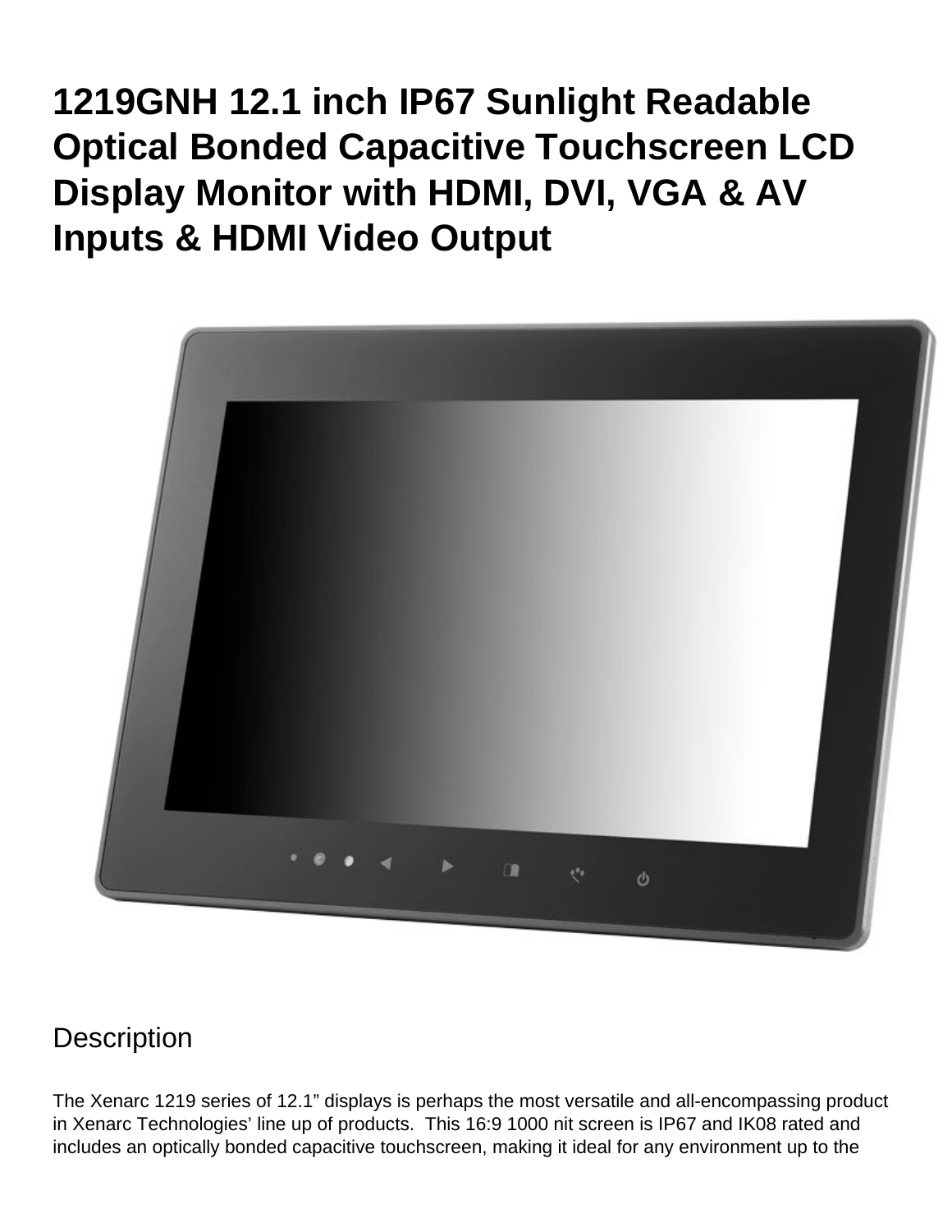# 1219GNH 12.1 inch IP67 Sunlight Readable Optical Bonded Capacitive Touchscreen LCD Display Monitor with HDMI, DVI, VGA & AV Inputs & HDMI Video Output

## Description

The Xenarc 1219 series of 12.1" displays is perhaps the most versatile and all-encompassing product in Xenarc Technologies' line up of products. This 16:9 1000 nit screen is IP67 and IK08 rated and includes an optically bonded capacitive touchscreen, making it ideal for any environment up to the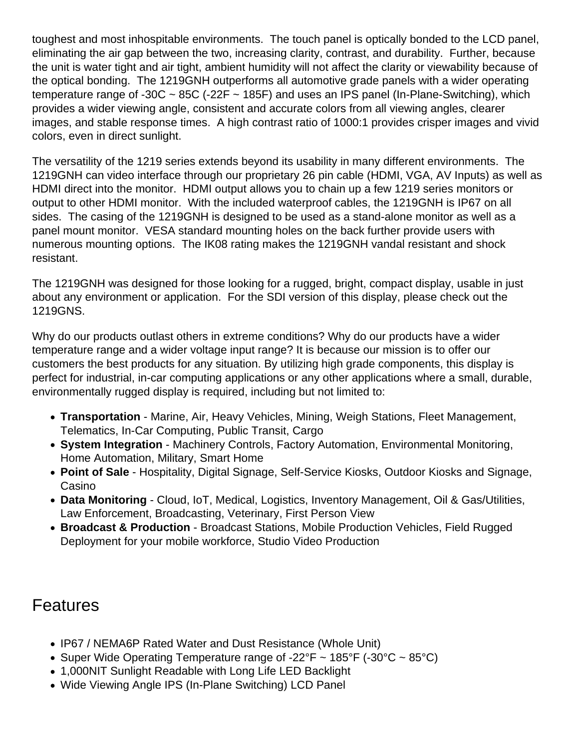toughest and most inhospitable environments. The touch panel is optically bonded to the LCD panel, eliminating the air gap between the two, increasing clarity, contrast, and durability. Further, because the unit is water tight and air tight, ambient humidity will not affect the clarity or viewability because of the optical bonding. The 1219GNH outperforms all automotive grade panels with a wider operating temperature range of -30C ~ 85C (-22F ~ 185F) and uses an IPS panel (In-Plane-Switching), which provides a wider viewing angle, consistent and accurate colors from all viewing angles, clearer images, and stable response times. A high contrast ratio of 1000:1 provides crisper images and vivid colors, even in direct sunlight.

The versatility of the 1219 series extends beyond its usability in many different environments. The 1219GNH can video interface through our proprietary 26 pin cable (HDMI, VGA, AV Inputs) as well as HDMI direct into the monitor. HDMI output allows you to chain up a few 1219 series monitors or output to other HDMI monitor. With the included waterproof cables, the 1219GNH is IP67 on all sides. The casing of the 1219GNH is designed to be used as a stand-alone monitor as well as a panel mount monitor. VESA standard mounting holes on the back further provide users with numerous mounting options. The IK08 rating makes the 1219GNH vandal resistant and shock resistant.

The 1219GNH was designed for those looking for a rugged, bright, compact display, usable in just about any environment or application. For the SDI version of this display, please check out the 1219GNS.

Why do our products outlast others in extreme conditions? Why do our products have a wider temperature range and a wider voltage input range? It is because our mission is to offer our customers the best products for any situation. By utilizing high grade components, this display is perfect for industrial, in-car computing applications or any other applications where a small, durable, environmentally rugged display is required, including but not limited to:

- **Transportation** - Marine, Air, Heavy Vehicles, Mining, Weigh Stations, Fleet Management, Telematics, In-Car Computing, Public Transit, Cargo
- **System Integration** - Machinery Controls, Factory Automation, Environmental Monitoring, Home Automation, Military, Smart Home
- **Point of Sale** - Hospitality, Digital Signage, Self-Service Kiosks, Outdoor Kiosks and Signage, Casino
- **Data Monitoring** - Cloud, IoT, Medical, Logistics, Inventory Management, Oil & Gas/Utilities, Law Enforcement, Broadcasting, Veterinary, First Person View
- **Broadcast & Production** - Broadcast Stations, Mobile Production Vehicles, Field Rugged Deployment for your mobile workforce, Studio Video Production

## Features

- IP67 / NEMA6P Rated Water and Dust Resistance (Whole Unit)
- Super Wide Operating Temperature range of -22°F ~ 185°F (-30°C ~ 85°C)
- 1,000NIT Sunlight Readable with Long Life LED Backlight
- Wide Viewing Angle IPS (In-Plane Switching) LCD Panel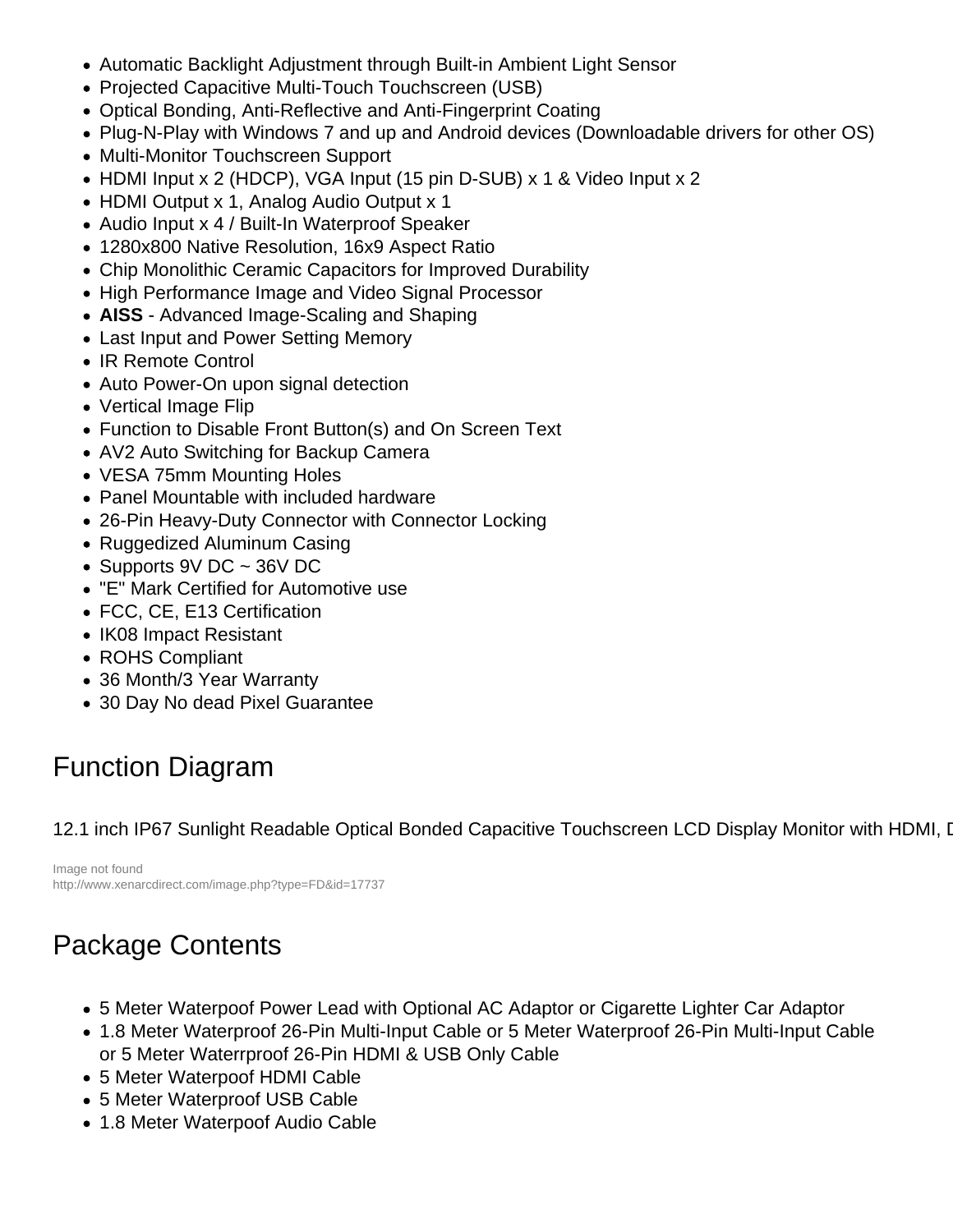- Automatic Backlight Adjustment through Built-in Ambient Light Sensor
- Projected Capacitive Multi-Touch Touchscreen (USB)
- Optical Bonding, Anti-Reflective and Anti-Fingerprint Coating
- Plug-N-Play with Windows 7 and up and Android devices (Downloadable drivers for other OS)
- Multi-Monitor Touchscreen Support
- HDMI Input x 2 (HDCP), VGA Input (15 pin D-SUB) x 1 & Video Input x 2
- HDMI Output x 1, Analog Audio Output x 1
- Audio Input x 4 / Built-In Waterproof Speaker
- 1280x800 Native Resolution, 16x9 Aspect Ratio
- Chip Monolithic Ceramic Capacitors for Improved Durability
- High Performance Image and Video Signal Processor
- **AISS** - Advanced Image-Scaling and Shaping
- Last Input and Power Setting Memory
- IR Remote Control
- Auto Power-On upon signal detection
- Vertical Image Flip
- Function to Disable Front Button(s) and On Screen Text
- AV2 Auto Switching for Backup Camera
- VESA 75mm Mounting Holes
- Panel Mountable with included hardware
- 26-Pin Heavy-Duty Connector with Connector Locking
- Ruggedized Aluminum Casing
- Supports 9V DC ~ 36V DC
- "E" Mark Certified for Automotive use
- FCC, CE, E13 Certification
- IK08 Impact Resistant
- ROHS Compliant
- 36 Month/3 Year Warranty
- 30 Day No dead Pixel Guarantee

## Function Diagram

12.1 inch IP67 Sunlight Readable Optical Bonded Capacitive Touchscreen LCD Display Monitor with HDMI, D

Image not found
http://www.xenarcdirect.com/image.php?type=FD&id=17737

## Package Contents

- 5 Meter Waterpoof Power Lead with Optional AC Adaptor or Cigarette Lighter Car Adaptor
- 1.8 Meter Waterproof 26-Pin Multi-Input Cable or 5 Meter Waterproof 26-Pin Multi-Input Cable or 5 Meter Waterrproof 26-Pin HDMI & USB Only Cable
- 5 Meter Waterpoof HDMI Cable
- 5 Meter Waterproof USB Cable
- 1.8 Meter Waterpoof Audio Cable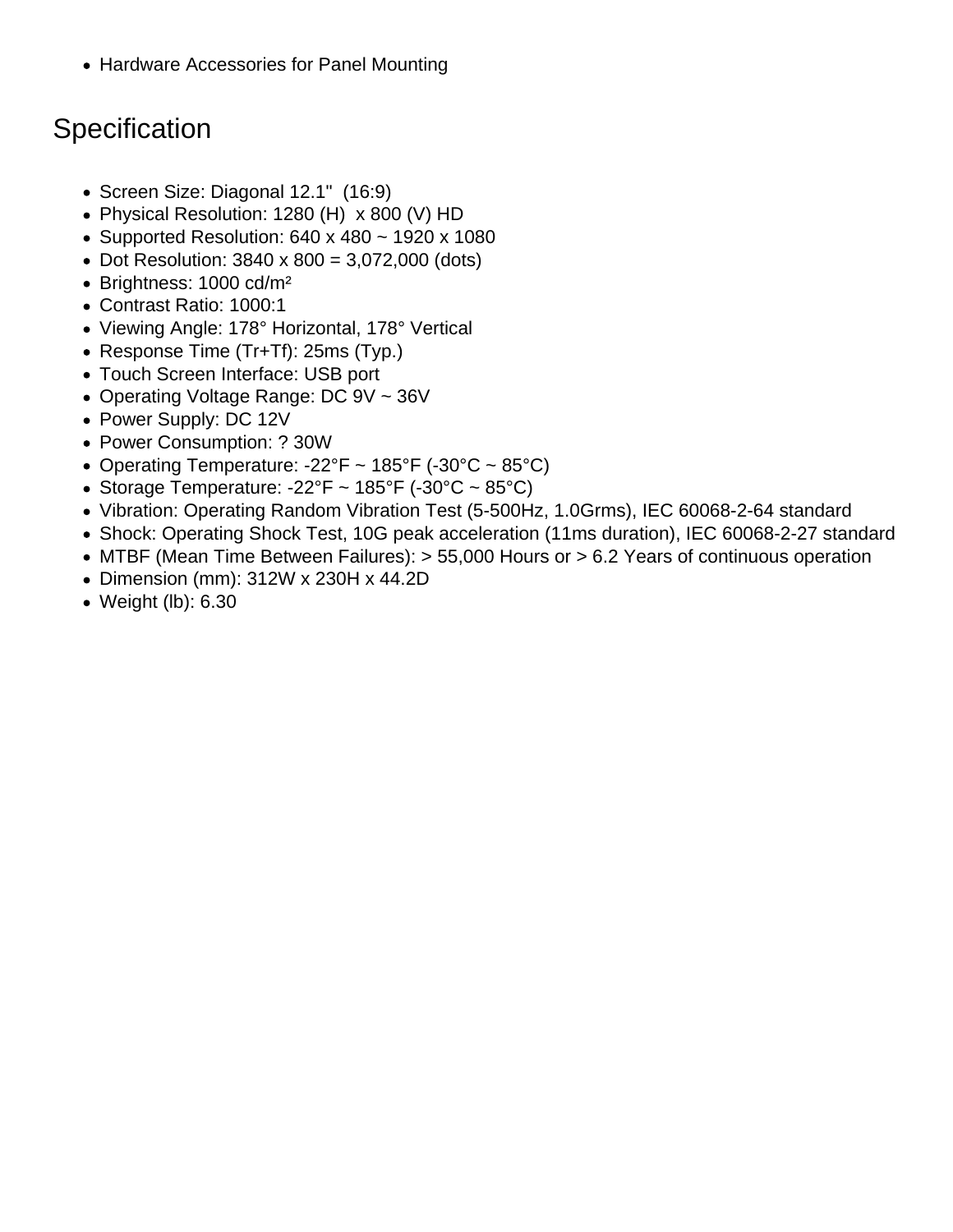- Hardware Accessories for Panel Mounting

## Specification

- Screen Size: Diagonal 12.1"  (16:9)
- Physical Resolution: 1280 (H)  x 800 (V) HD
- Supported Resolution: 640 x 480 ~ 1920 x 1080
- Dot Resolution: 3840 x 800 = 3,072,000 (dots)
- Brightness: 1000 cd/m²
- Contrast Ratio: 1000:1
- Viewing Angle: 178° Horizontal, 178° Vertical
- Response Time (Tr+Tf): 25ms (Typ.)
- Touch Screen Interface: USB port
- Operating Voltage Range: DC 9V ~ 36V
- Power Supply: DC 12V
- Power Consumption: ? 30W
- Operating Temperature: -22°F ~ 185°F (-30°C ~ 85°C)
- Storage Temperature: -22°F ~ 185°F (-30°C ~ 85°C)
- Vibration: Operating Random Vibration Test (5-500Hz, 1.0Grms), IEC 60068-2-64 standard
- Shock: Operating Shock Test, 10G peak acceleration (11ms duration), IEC 60068-2-27 standard
- MTBF (Mean Time Between Failures): > 55,000 Hours or > 6.2 Years of continuous operation
- Dimension (mm): 312W x 230H x 44.2D
- Weight (lb): 6.30